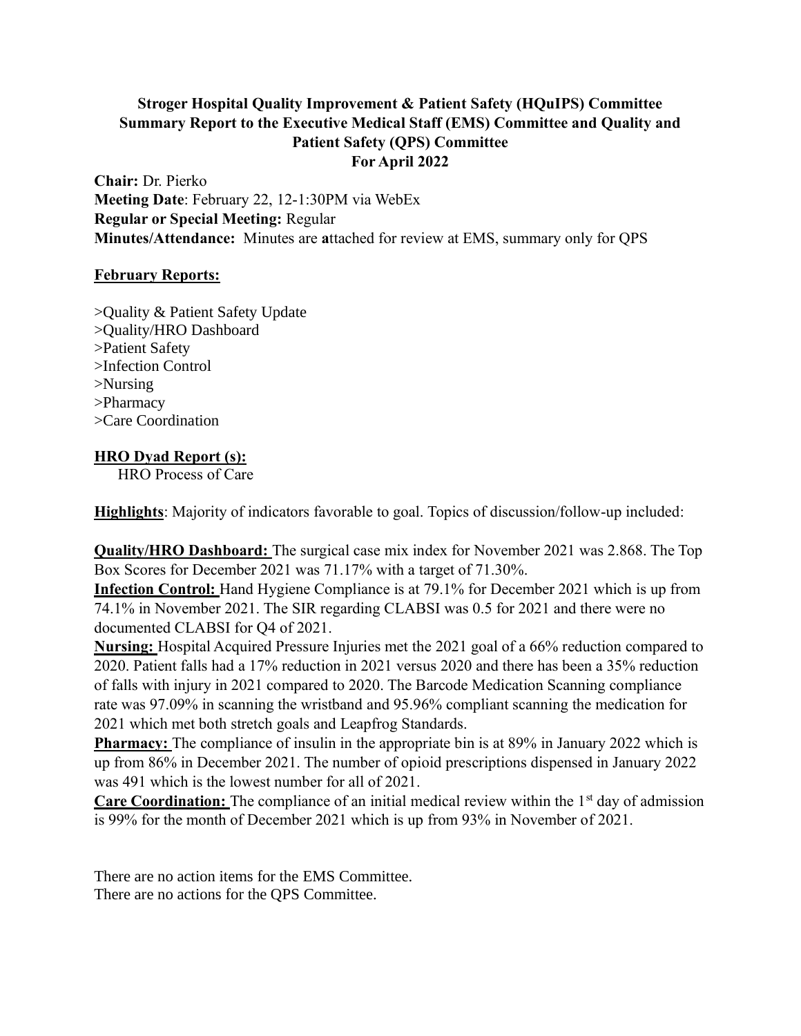# Stroger Hospital Quality Improvement & Patient Safety (HQuIPS) Committee Summary Report to the Executive Medical Staff (EMS) Committee and Quality and Patient Safety (QPS) Committee For April 2022

**Chair:** Dr. Pierko
**Meeting Date**: February 22, 12-1:30PM via WebEx
**Regular or Special Meeting:** Regular
**Minutes/Attendance:** Minutes are **a**ttached for review at EMS, summary only for QPS

## February Reports:

>Quality & Patient Safety Update
>Quality/HRO Dashboard
>Patient Safety
>Infection Control
>Nursing
>Pharmacy
>Care Coordination

## HRO Dyad Report (s):

HRO Process of Care

**Highlights**: Majority of indicators favorable to goal. Topics of discussion/follow-up included:

**Quality/HRO Dashboard:** The surgical case mix index for November 2021 was 2.868. The Top Box Scores for December 2021 was 71.17% with a target of 71.30%.
**Infection Control:** Hand Hygiene Compliance is at 79.1% for December 2021 which is up from 74.1% in November 2021. The SIR regarding CLABSI was 0.5 for 2021 and there were no documented CLABSI for Q4 of 2021.
**Nursing:** Hospital Acquired Pressure Injuries met the 2021 goal of a 66% reduction compared to 2020. Patient falls had a 17% reduction in 2021 versus 2020 and there has been a 35% reduction of falls with injury in 2021 compared to 2020. The Barcode Medication Scanning compliance rate was 97.09% in scanning the wristband and 95.96% compliant scanning the medication for 2021 which met both stretch goals and Leapfrog Standards.
**Pharmacy:** The compliance of insulin in the appropriate bin is at 89% in January 2022 which is up from 86% in December 2021. The number of opioid prescriptions dispensed in January 2022 was 491 which is the lowest number for all of 2021.
**Care Coordination:** The compliance of an initial medical review within the 1st day of admission is 99% for the month of December 2021 which is up from 93% in November of 2021.

There are no action items for the EMS Committee.
There are no actions for the QPS Committee.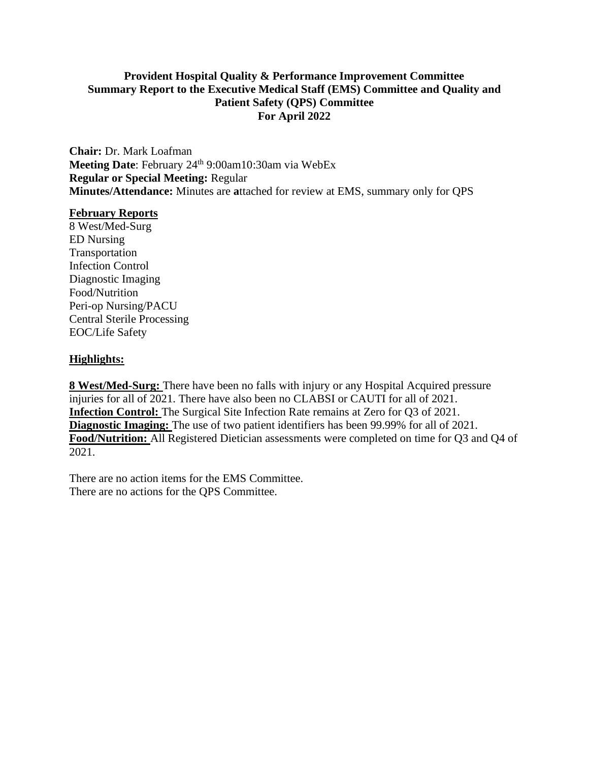**Provident Hospital Quality & Performance Improvement Committee**
**Summary Report to the Executive Medical Staff (EMS) Committee and Quality and Patient Safety (QPS) Committee**
**For April 2022**

**Chair:** Dr. Mark Loafman
**Meeting Date**: February 24th 9:00am10:30am via WebEx
**Regular or Special Meeting:** Regular
**Minutes/Attendance:** Minutes are **a**ttached for review at EMS, summary only for QPS

**February Reports**

8 West/Med-Surg
ED Nursing
Transportation
Infection Control
Diagnostic Imaging
Food/Nutrition
Peri-op Nursing/PACU
Central Sterile Processing
EOC/Life Safety

**Highlights:**

**8 West/Med-Surg:** There have been no falls with injury or any Hospital Acquired pressure injuries for all of 2021. There have also been no CLABSI or CAUTI for all of 2021.
**Infection Control:** The Surgical Site Infection Rate remains at Zero for Q3 of 2021.
**Diagnostic Imaging:** The use of two patient identifiers has been 99.99% for all of 2021.
**Food/Nutrition:** All Registered Dietician assessments were completed on time for Q3 and Q4 of 2021.

There are no action items for the EMS Committee.
There are no actions for the QPS Committee.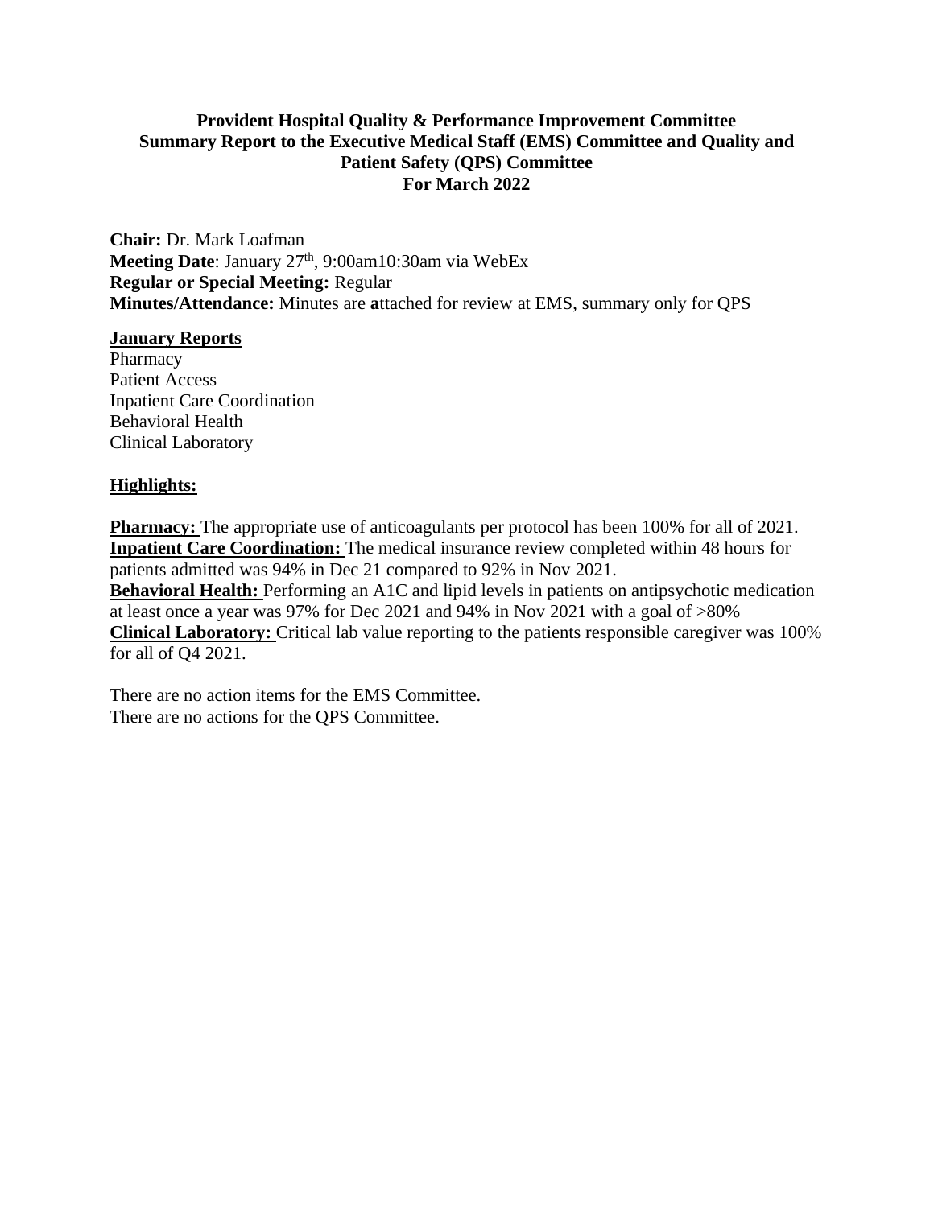**Provident Hospital Quality & Performance Improvement Committee**
**Summary Report to the Executive Medical Staff (EMS) Committee and Quality and Patient Safety (QPS) Committee**
**For March 2022**

**Chair:** Dr. Mark Loafman
**Meeting Date**: January 27th, 9:00am10:30am via WebEx
**Regular or Special Meeting:** Regular
**Minutes/Attendance:** Minutes are **a**ttached for review at EMS, summary only for QPS

**January Reports**

Pharmacy
Patient Access
Inpatient Care Coordination
Behavioral Health
Clinical Laboratory

**Highlights:**

**Pharmacy:** The appropriate use of anticoagulants per protocol has been 100% for all of 2021.
**Inpatient Care Coordination:** The medical insurance review completed within 48 hours for patients admitted was 94% in Dec 21 compared to 92% in Nov 2021.
**Behavioral Health:** Performing an A1C and lipid levels in patients on antipsychotic medication at least once a year was 97% for Dec 2021 and 94% in Nov 2021 with a goal of >80%
**Clinical Laboratory:** Critical lab value reporting to the patients responsible caregiver was 100% for all of Q4 2021.

There are no action items for the EMS Committee.
There are no actions for the QPS Committee.